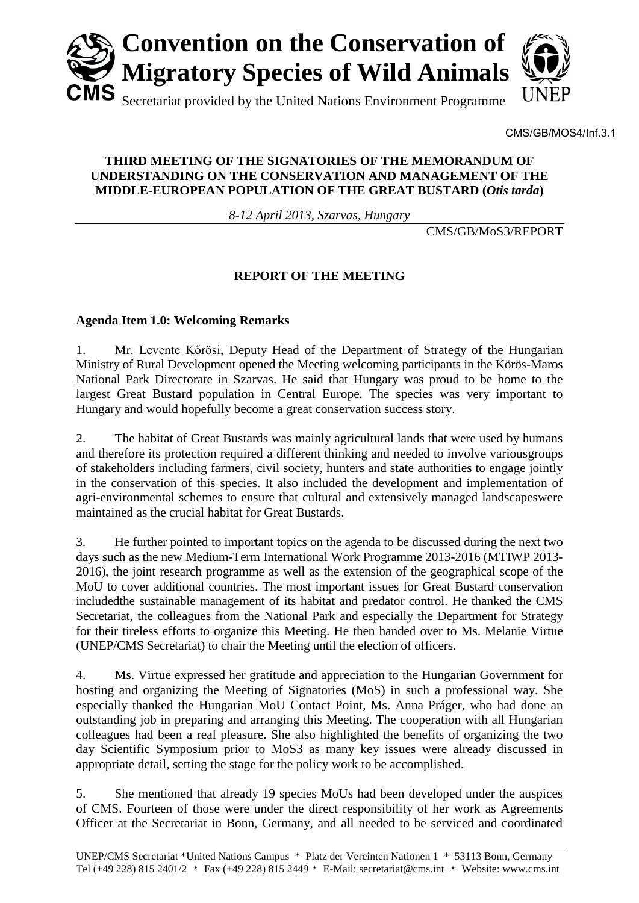**Convention on the Conservation of Migratory Species of Wild Animals**

Secretariat provided by the United Nations Environment Programme

CMS/GB/MOS4/Inf.3.1

**THIRD MEETING OF THE SIGNATORIES OF THE MEMORANDUM OF UNDERSTANDING ON THE CONSERVATION AND MANAGEMENT OF THE MIDDLE-EUROPEAN POPULATION OF THE GREAT BUSTARD (*Otis tarda*)**

*8-12 April 2013, Szarvas, Hungary*

CMS/GB/MoS3/REPORT

## REPORT OF THE MEETING

### Agenda Item 1.0: Welcoming Remarks

1. Mr. Levente Kőrösi, Deputy Head of the Department of Strategy of the Hungarian Ministry of Rural Development opened the Meeting welcoming participants in the Körös-Maros National Park Directorate in Szarvas. He said that Hungary was proud to be home to the largest Great Bustard population in Central Europe. The species was very important to Hungary and would hopefully become a great conservation success story.

2. The habitat of Great Bustards was mainly agricultural lands that were used by humans and therefore its protection required a different thinking and needed to involve variousgroups of stakeholders including farmers, civil society, hunters and state authorities to engage jointly in the conservation of this species. It also included the development and implementation of agri-environmental schemes to ensure that cultural and extensively managed landscapeswere maintained as the crucial habitat for Great Bustards.

3. He further pointed to important topics on the agenda to be discussed during the next two days such as the new Medium-Term International Work Programme 2013-2016 (MTIWP 2013-2016), the joint research programme as well as the extension of the geographical scope of the MoU to cover additional countries. The most important issues for Great Bustard conservation includedthe sustainable management of its habitat and predator control. He thanked the CMS Secretariat, the colleagues from the National Park and especially the Department for Strategy for their tireless efforts to organize this Meeting. He then handed over to Ms. Melanie Virtue (UNEP/CMS Secretariat) to chair the Meeting until the election of officers.

4. Ms. Virtue expressed her gratitude and appreciation to the Hungarian Government for hosting and organizing the Meeting of Signatories (MoS) in such a professional way. She especially thanked the Hungarian MoU Contact Point, Ms. Anna Práger, who had done an outstanding job in preparing and arranging this Meeting. The cooperation with all Hungarian colleagues had been a real pleasure. She also highlighted the benefits of organizing the two day Scientific Symposium prior to MoS3 as many key issues were already discussed in appropriate detail, setting the stage for the policy work to be accomplished.

5. She mentioned that already 19 species MoUs had been developed under the auspices of CMS. Fourteen of those were under the direct responsibility of her work as Agreements Officer at the Secretariat in Bonn, Germany, and all needed to be serviced and coordinated

UNEP/CMS Secretariat *United Nations Campus * Platz der Vereinten Nationen 1 * 53113 Bonn, Germany
Tel (+49 228) 815 2401/2 * Fax (+49 228) 815 2449 * E-Mail: secretariat@cms.int * Website: www.cms.int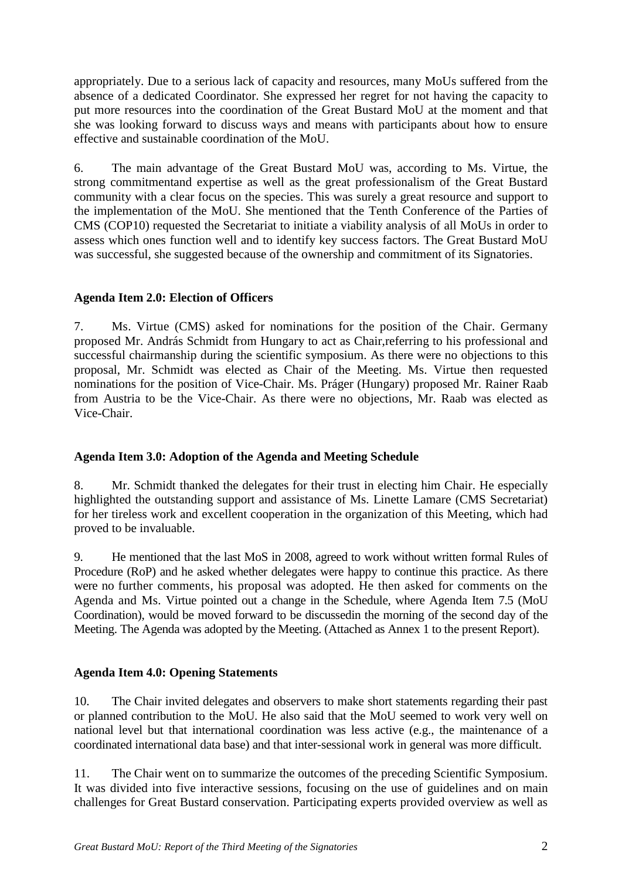appropriately. Due to a serious lack of capacity and resources, many MoUs suffered from the absence of a dedicated Coordinator. She expressed her regret for not having the capacity to put more resources into the coordination of the Great Bustard MoU at the moment and that she was looking forward to discuss ways and means with participants about how to ensure effective and sustainable coordination of the MoU.

6. The main advantage of the Great Bustard MoU was, according to Ms. Virtue, the strong commitmentand expertise as well as the great professionalism of the Great Bustard community with a clear focus on the species. This was surely a great resource and support to the implementation of the MoU. She mentioned that the Tenth Conference of the Parties of CMS (COP10) requested the Secretariat to initiate a viability analysis of all MoUs in order to assess which ones function well and to identify key success factors. The Great Bustard MoU was successful, she suggested because of the ownership and commitment of its Signatories.

**Agenda Item 2.0: Election of Officers**

7. Ms. Virtue (CMS) asked for nominations for the position of the Chair. Germany proposed Mr. András Schmidt from Hungary to act as Chair,referring to his professional and successful chairmanship during the scientific symposium. As there were no objections to this proposal, Mr. Schmidt was elected as Chair of the Meeting. Ms. Virtue then requested nominations for the position of Vice-Chair. Ms. Práger (Hungary) proposed Mr. Rainer Raab from Austria to be the Vice-Chair. As there were no objections, Mr. Raab was elected as Vice-Chair.

**Agenda Item 3.0: Adoption of the Agenda and Meeting Schedule**

8. Mr. Schmidt thanked the delegates for their trust in electing him Chair. He especially highlighted the outstanding support and assistance of Ms. Linette Lamare (CMS Secretariat) for her tireless work and excellent cooperation in the organization of this Meeting, which had proved to be invaluable.

9. He mentioned that the last MoS in 2008, agreed to work without written formal Rules of Procedure (RoP) and he asked whether delegates were happy to continue this practice. As there were no further comments, his proposal was adopted. He then asked for comments on the Agenda and Ms. Virtue pointed out a change in the Schedule, where Agenda Item 7.5 (MoU Coordination), would be moved forward to be discussedin the morning of the second day of the Meeting. The Agenda was adopted by the Meeting. (Attached as Annex 1 to the present Report).

**Agenda Item 4.0: Opening Statements**

10. The Chair invited delegates and observers to make short statements regarding their past or planned contribution to the MoU. He also said that the MoU seemed to work very well on national level but that international coordination was less active (e.g., the maintenance of a coordinated international data base) and that inter-sessional work in general was more difficult.

11. The Chair went on to summarize the outcomes of the preceding Scientific Symposium. It was divided into five interactive sessions, focusing on the use of guidelines and on main challenges for Great Bustard conservation. Participating experts provided overview as well as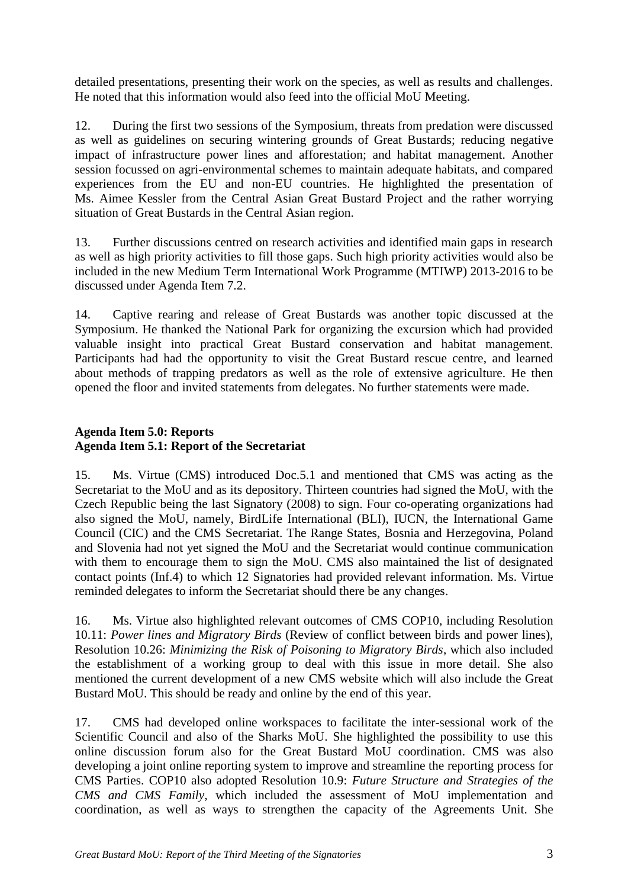detailed presentations, presenting their work on the species, as well as results and challenges. He noted that this information would also feed into the official MoU Meeting.

12. During the first two sessions of the Symposium, threats from predation were discussed as well as guidelines on securing wintering grounds of Great Bustards; reducing negative impact of infrastructure power lines and afforestation; and habitat management. Another session focussed on agri-environmental schemes to maintain adequate habitats, and compared experiences from the EU and non-EU countries. He highlighted the presentation of Ms. Aimee Kessler from the Central Asian Great Bustard Project and the rather worrying situation of Great Bustards in the Central Asian region.

13. Further discussions centred on research activities and identified main gaps in research as well as high priority activities to fill those gaps. Such high priority activities would also be included in the new Medium Term International Work Programme (MTIWP) 2013-2016 to be discussed under Agenda Item 7.2.

14. Captive rearing and release of Great Bustards was another topic discussed at the Symposium. He thanked the National Park for organizing the excursion which had provided valuable insight into practical Great Bustard conservation and habitat management. Participants had had the opportunity to visit the Great Bustard rescue centre, and learned about methods of trapping predators as well as the role of extensive agriculture. He then opened the floor and invited statements from delegates. No further statements were made.

**Agenda Item 5.0: Reports**
**Agenda Item 5.1: Report of the Secretariat**

15. Ms. Virtue (CMS) introduced Doc.5.1 and mentioned that CMS was acting as the Secretariat to the MoU and as its depository. Thirteen countries had signed the MoU, with the Czech Republic being the last Signatory (2008) to sign. Four co-operating organizations had also signed the MoU, namely, BirdLife International (BLI), IUCN, the International Game Council (CIC) and the CMS Secretariat. The Range States, Bosnia and Herzegovina, Poland and Slovenia had not yet signed the MoU and the Secretariat would continue communication with them to encourage them to sign the MoU. CMS also maintained the list of designated contact points (Inf.4) to which 12 Signatories had provided relevant information. Ms. Virtue reminded delegates to inform the Secretariat should there be any changes.

16. Ms. Virtue also highlighted relevant outcomes of CMS COP10, including Resolution 10.11: *Power lines and Migratory Birds* (Review of conflict between birds and power lines), Resolution 10.26: *Minimizing the Risk of Poisoning to Migratory Birds*, which also included the establishment of a working group to deal with this issue in more detail. She also mentioned the current development of a new CMS website which will also include the Great Bustard MoU. This should be ready and online by the end of this year.

17. CMS had developed online workspaces to facilitate the inter-sessional work of the Scientific Council and also of the Sharks MoU. She highlighted the possibility to use this online discussion forum also for the Great Bustard MoU coordination. CMS was also developing a joint online reporting system to improve and streamline the reporting process for CMS Parties. COP10 also adopted Resolution 10.9: *Future Structure and Strategies of the CMS and CMS Family*, which included the assessment of MoU implementation and coordination, as well as ways to strengthen the capacity of the Agreements Unit. She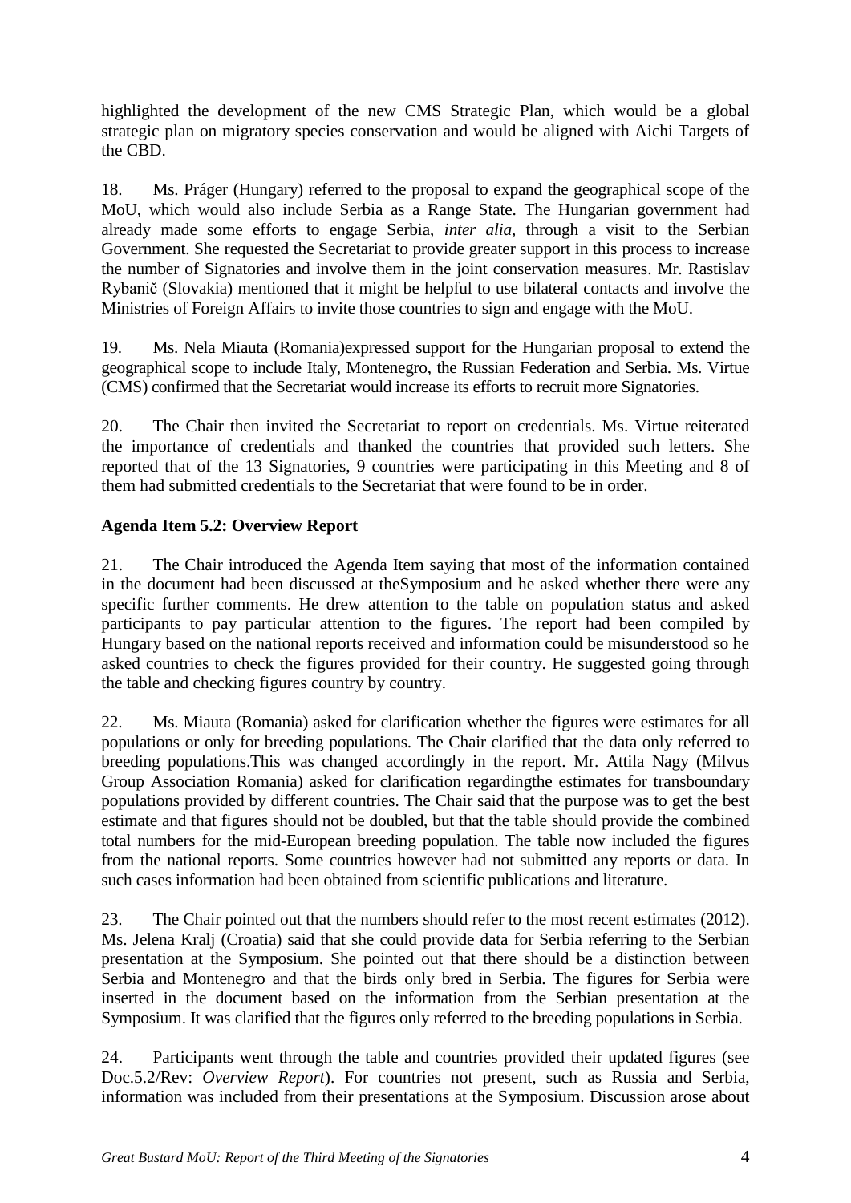highlighted the development of the new CMS Strategic Plan, which would be a global strategic plan on migratory species conservation and would be aligned with Aichi Targets of the CBD.

18. Ms. Práger (Hungary) referred to the proposal to expand the geographical scope of the MoU, which would also include Serbia as a Range State. The Hungarian government had already made some efforts to engage Serbia, *inter alia*, through a visit to the Serbian Government. She requested the Secretariat to provide greater support in this process to increase the number of Signatories and involve them in the joint conservation measures. Mr. Rastislav Rybanič (Slovakia) mentioned that it might be helpful to use bilateral contacts and involve the Ministries of Foreign Affairs to invite those countries to sign and engage with the MoU.

19. Ms. Nela Miauta (Romania)expressed support for the Hungarian proposal to extend the geographical scope to include Italy, Montenegro, the Russian Federation and Serbia. Ms. Virtue (CMS) confirmed that the Secretariat would increase its efforts to recruit more Signatories.

20. The Chair then invited the Secretariat to report on credentials. Ms. Virtue reiterated the importance of credentials and thanked the countries that provided such letters. She reported that of the 13 Signatories, 9 countries were participating in this Meeting and 8 of them had submitted credentials to the Secretariat that were found to be in order.

**Agenda Item 5.2: Overview Report**

21. The Chair introduced the Agenda Item saying that most of the information contained in the document had been discussed at theSymposium and he asked whether there were any specific further comments. He drew attention to the table on population status and asked participants to pay particular attention to the figures. The report had been compiled by Hungary based on the national reports received and information could be misunderstood so he asked countries to check the figures provided for their country. He suggested going through the table and checking figures country by country.

22. Ms. Miauta (Romania) asked for clarification whether the figures were estimates for all populations or only for breeding populations. The Chair clarified that the data only referred to breeding populations.This was changed accordingly in the report. Mr. Attila Nagy (Milvus Group Association Romania) asked for clarification regardingthe estimates for transboundary populations provided by different countries. The Chair said that the purpose was to get the best estimate and that figures should not be doubled, but that the table should provide the combined total numbers for the mid-European breeding population. The table now included the figures from the national reports. Some countries however had not submitted any reports or data. In such cases information had been obtained from scientific publications and literature.

23. The Chair pointed out that the numbers should refer to the most recent estimates (2012). Ms. Jelena Kralj (Croatia) said that she could provide data for Serbia referring to the Serbian presentation at the Symposium. She pointed out that there should be a distinction between Serbia and Montenegro and that the birds only bred in Serbia. The figures for Serbia were inserted in the document based on the information from the Serbian presentation at the Symposium. It was clarified that the figures only referred to the breeding populations in Serbia.

24. Participants went through the table and countries provided their updated figures (see Doc.5.2/Rev: *Overview Report*). For countries not present, such as Russia and Serbia, information was included from their presentations at the Symposium. Discussion arose about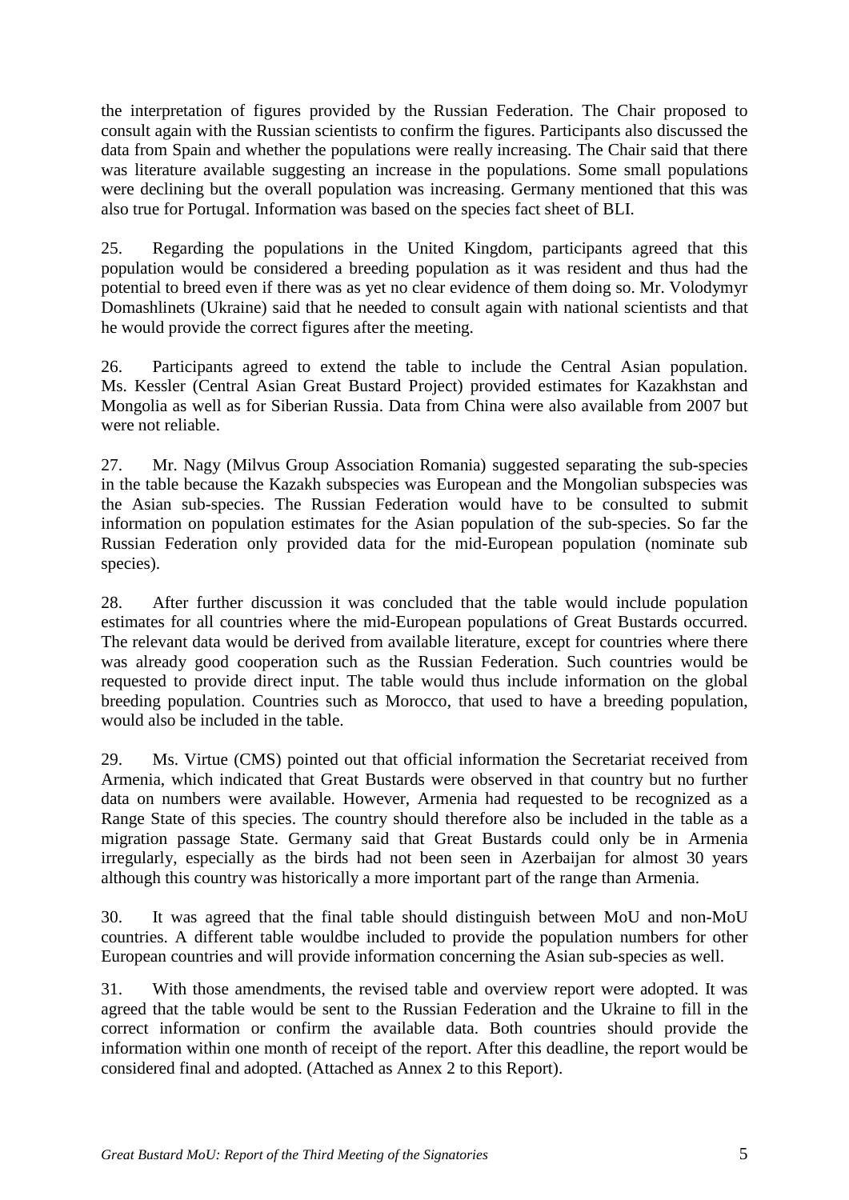the interpretation of figures provided by the Russian Federation. The Chair proposed to consult again with the Russian scientists to confirm the figures. Participants also discussed the data from Spain and whether the populations were really increasing. The Chair said that there was literature available suggesting an increase in the populations. Some small populations were declining but the overall population was increasing. Germany mentioned that this was also true for Portugal. Information was based on the species fact sheet of BLI.

25. Regarding the populations in the United Kingdom, participants agreed that this population would be considered a breeding population as it was resident and thus had the potential to breed even if there was as yet no clear evidence of them doing so. Mr. Volodymyr Domashlinets (Ukraine) said that he needed to consult again with national scientists and that he would provide the correct figures after the meeting.

26. Participants agreed to extend the table to include the Central Asian population. Ms. Kessler (Central Asian Great Bustard Project) provided estimates for Kazakhstan and Mongolia as well as for Siberian Russia. Data from China were also available from 2007 but were not reliable.

27. Mr. Nagy (Milvus Group Association Romania) suggested separating the sub-species in the table because the Kazakh subspecies was European and the Mongolian subspecies was the Asian sub-species. The Russian Federation would have to be consulted to submit information on population estimates for the Asian population of the sub-species. So far the Russian Federation only provided data for the mid-European population (nominate sub species).

28. After further discussion it was concluded that the table would include population estimates for all countries where the mid-European populations of Great Bustards occurred. The relevant data would be derived from available literature, except for countries where there was already good cooperation such as the Russian Federation. Such countries would be requested to provide direct input. The table would thus include information on the global breeding population. Countries such as Morocco, that used to have a breeding population, would also be included in the table.

29. Ms. Virtue (CMS) pointed out that official information the Secretariat received from Armenia, which indicated that Great Bustards were observed in that country but no further data on numbers were available. However, Armenia had requested to be recognized as a Range State of this species. The country should therefore also be included in the table as a migration passage State. Germany said that Great Bustards could only be in Armenia irregularly, especially as the birds had not been seen in Azerbaijan for almost 30 years although this country was historically a more important part of the range than Armenia.

30. It was agreed that the final table should distinguish between MoU and non-MoU countries. A different table wouldbe included to provide the population numbers for other European countries and will provide information concerning the Asian sub-species as well.

31. With those amendments, the revised table and overview report were adopted. It was agreed that the table would be sent to the Russian Federation and the Ukraine to fill in the correct information or confirm the available data. Both countries should provide the information within one month of receipt of the report. After this deadline, the report would be considered final and adopted. (Attached as Annex 2 to this Report).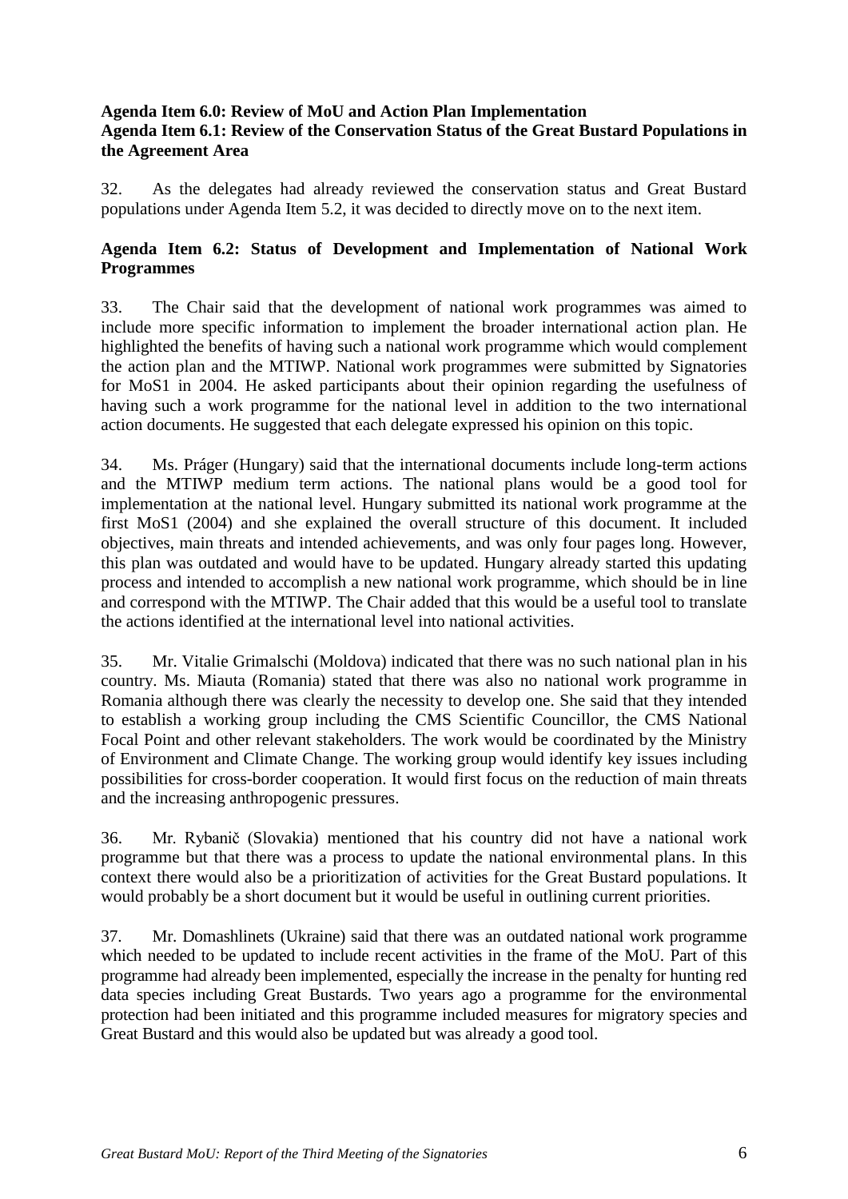**Agenda Item 6.0: Review of MoU and Action Plan Implementation**
**Agenda Item 6.1: Review of the Conservation Status of the Great Bustard Populations in the Agreement Area**

32. As the delegates had already reviewed the conservation status and Great Bustard populations under Agenda Item 5.2, it was decided to directly move on to the next item.

**Agenda Item 6.2: Status of Development and Implementation of National Work Programmes**

33. The Chair said that the development of national work programmes was aimed to include more specific information to implement the broader international action plan. He highlighted the benefits of having such a national work programme which would complement the action plan and the MTIWP. National work programmes were submitted by Signatories for MoS1 in 2004. He asked participants about their opinion regarding the usefulness of having such a work programme for the national level in addition to the two international action documents. He suggested that each delegate expressed his opinion on this topic.

34. Ms. Präger (Hungary) said that the international documents include long-term actions and the MTIWP medium term actions. The national plans would be a good tool for implementation at the national level. Hungary submitted its national work programme at the first MoS1 (2004) and she explained the overall structure of this document. It included objectives, main threats and intended achievements, and was only four pages long. However, this plan was outdated and would have to be updated. Hungary already started this updating process and intended to accomplish a new national work programme, which should be in line and correspond with the MTIWP. The Chair added that this would be a useful tool to translate the actions identified at the international level into national activities.

35. Mr. Vitalie Grimalschi (Moldova) indicated that there was no such national plan in his country. Ms. Miauta (Romania) stated that there was also no national work programme in Romania although there was clearly the necessity to develop one. She said that they intended to establish a working group including the CMS Scientific Councillor, the CMS National Focal Point and other relevant stakeholders. The work would be coordinated by the Ministry of Environment and Climate Change. The working group would identify key issues including possibilities for cross-border cooperation. It would first focus on the reduction of main threats and the increasing anthropogenic pressures.

36. Mr. Rybanič (Slovakia) mentioned that his country did not have a national work programme but that there was a process to update the national environmental plans. In this context there would also be a prioritization of activities for the Great Bustard populations. It would probably be a short document but it would be useful in outlining current priorities.

37. Mr. Domashlinets (Ukraine) said that there was an outdated national work programme which needed to be updated to include recent activities in the frame of the MoU. Part of this programme had already been implemented, especially the increase in the penalty for hunting red data species including Great Bustards. Two years ago a programme for the environmental protection had been initiated and this programme included measures for migratory species and Great Bustard and this would also be updated but was already a good tool.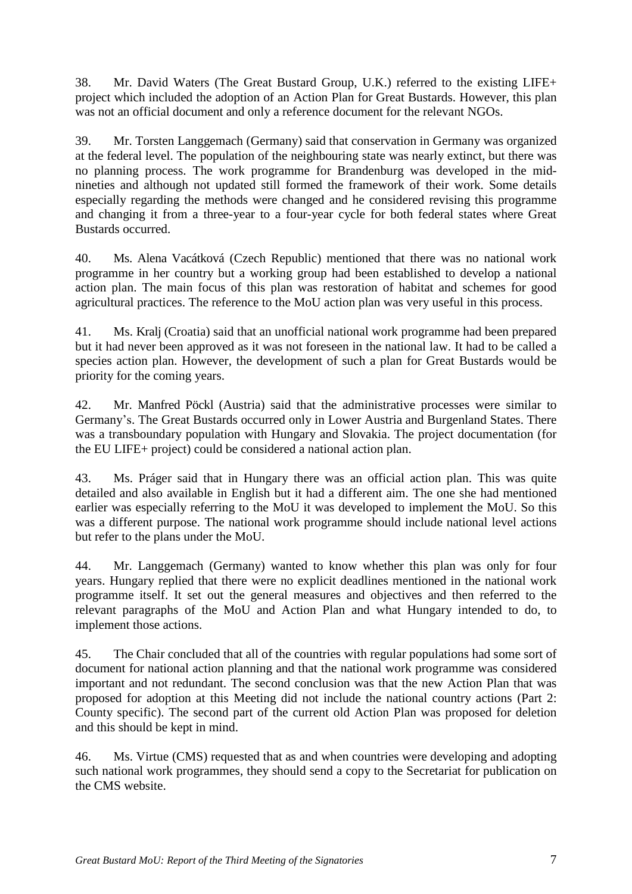38. Mr. David Waters (The Great Bustard Group, U.K.) referred to the existing LIFE+ project which included the adoption of an Action Plan for Great Bustards. However, this plan was not an official document and only a reference document for the relevant NGOs.

39. Mr. Torsten Langgemach (Germany) said that conservation in Germany was organized at the federal level. The population of the neighbouring state was nearly extinct, but there was no planning process. The work programme for Brandenburg was developed in the mid-nineties and although not updated still formed the framework of their work. Some details especially regarding the methods were changed and he considered revising this programme and changing it from a three-year to a four-year cycle for both federal states where Great Bustards occurred.

40. Ms. Alena Vacátková (Czech Republic) mentioned that there was no national work programme in her country but a working group had been established to develop a national action plan. The main focus of this plan was restoration of habitat and schemes for good agricultural practices. The reference to the MoU action plan was very useful in this process.

41. Ms. Kralj (Croatia) said that an unofficial national work programme had been prepared but it had never been approved as it was not foreseen in the national law. It had to be called a species action plan. However, the development of such a plan for Great Bustards would be priority for the coming years.

42. Mr. Manfred Pöckl (Austria) said that the administrative processes were similar to Germany's. The Great Bustards occurred only in Lower Austria and Burgenland States. There was a transboundary population with Hungary and Slovakia. The project documentation (for the EU LIFE+ project) could be considered a national action plan.

43. Ms. Präger said that in Hungary there was an official action plan. This was quite detailed and also available in English but it had a different aim. The one she had mentioned earlier was especially referring to the MoU it was developed to implement the MoU. So this was a different purpose. The national work programme should include national level actions but refer to the plans under the MoU.

44. Mr. Langgemach (Germany) wanted to know whether this plan was only for four years. Hungary replied that there were no explicit deadlines mentioned in the national work programme itself. It set out the general measures and objectives and then referred to the relevant paragraphs of the MoU and Action Plan and what Hungary intended to do, to implement those actions.

45. The Chair concluded that all of the countries with regular populations had some sort of document for national action planning and that the national work programme was considered important and not redundant. The second conclusion was that the new Action Plan that was proposed for adoption at this Meeting did not include the national country actions (Part 2: County specific). The second part of the current old Action Plan was proposed for deletion and this should be kept in mind.

46. Ms. Virtue (CMS) requested that as and when countries were developing and adopting such national work programmes, they should send a copy to the Secretariat for publication on the CMS website.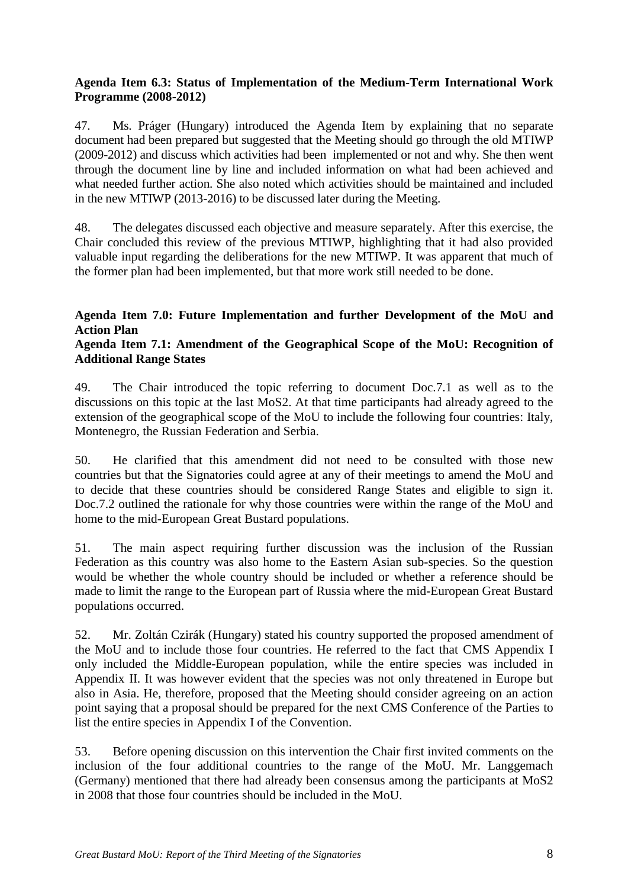**Agenda Item 6.3: Status of Implementation of the Medium-Term International Work Programme (2008-2012)**

47. Ms. Práger (Hungary) introduced the Agenda Item by explaining that no separate document had been prepared but suggested that the Meeting should go through the old MTIWP (2009-2012) and discuss which activities had been implemented or not and why. She then went through the document line by line and included information on what had been achieved and what needed further action. She also noted which activities should be maintained and included in the new MTIWP (2013-2016) to be discussed later during the Meeting.

48. The delegates discussed each objective and measure separately. After this exercise, the Chair concluded this review of the previous MTIWP, highlighting that it had also provided valuable input regarding the deliberations for the new MTIWP. It was apparent that much of the former plan had been implemented, but that more work still needed to be done.

**Agenda Item 7.0: Future Implementation and further Development of the MoU and Action Plan**

**Agenda Item 7.1: Amendment of the Geographical Scope of the MoU: Recognition of Additional Range States**

49. The Chair introduced the topic referring to document Doc.7.1 as well as to the discussions on this topic at the last MoS2. At that time participants had already agreed to the extension of the geographical scope of the MoU to include the following four countries: Italy, Montenegro, the Russian Federation and Serbia.

50. He clarified that this amendment did not need to be consulted with those new countries but that the Signatories could agree at any of their meetings to amend the MoU and to decide that these countries should be considered Range States and eligible to sign it. Doc.7.2 outlined the rationale for why those countries were within the range of the MoU and home to the mid-European Great Bustard populations.

51. The main aspect requiring further discussion was the inclusion of the Russian Federation as this country was also home to the Eastern Asian sub-species. So the question would be whether the whole country should be included or whether a reference should be made to limit the range to the European part of Russia where the mid-European Great Bustard populations occurred.

52. Mr. Zoltán Czirák (Hungary) stated his country supported the proposed amendment of the MoU and to include those four countries. He referred to the fact that CMS Appendix I only included the Middle-European population, while the entire species was included in Appendix II. It was however evident that the species was not only threatened in Europe but also in Asia. He, therefore, proposed that the Meeting should consider agreeing on an action point saying that a proposal should be prepared for the next CMS Conference of the Parties to list the entire species in Appendix I of the Convention.

53. Before opening discussion on this intervention the Chair first invited comments on the inclusion of the four additional countries to the range of the MoU. Mr. Langgemach (Germany) mentioned that there had already been consensus among the participants at MoS2 in 2008 that those four countries should be included in the MoU.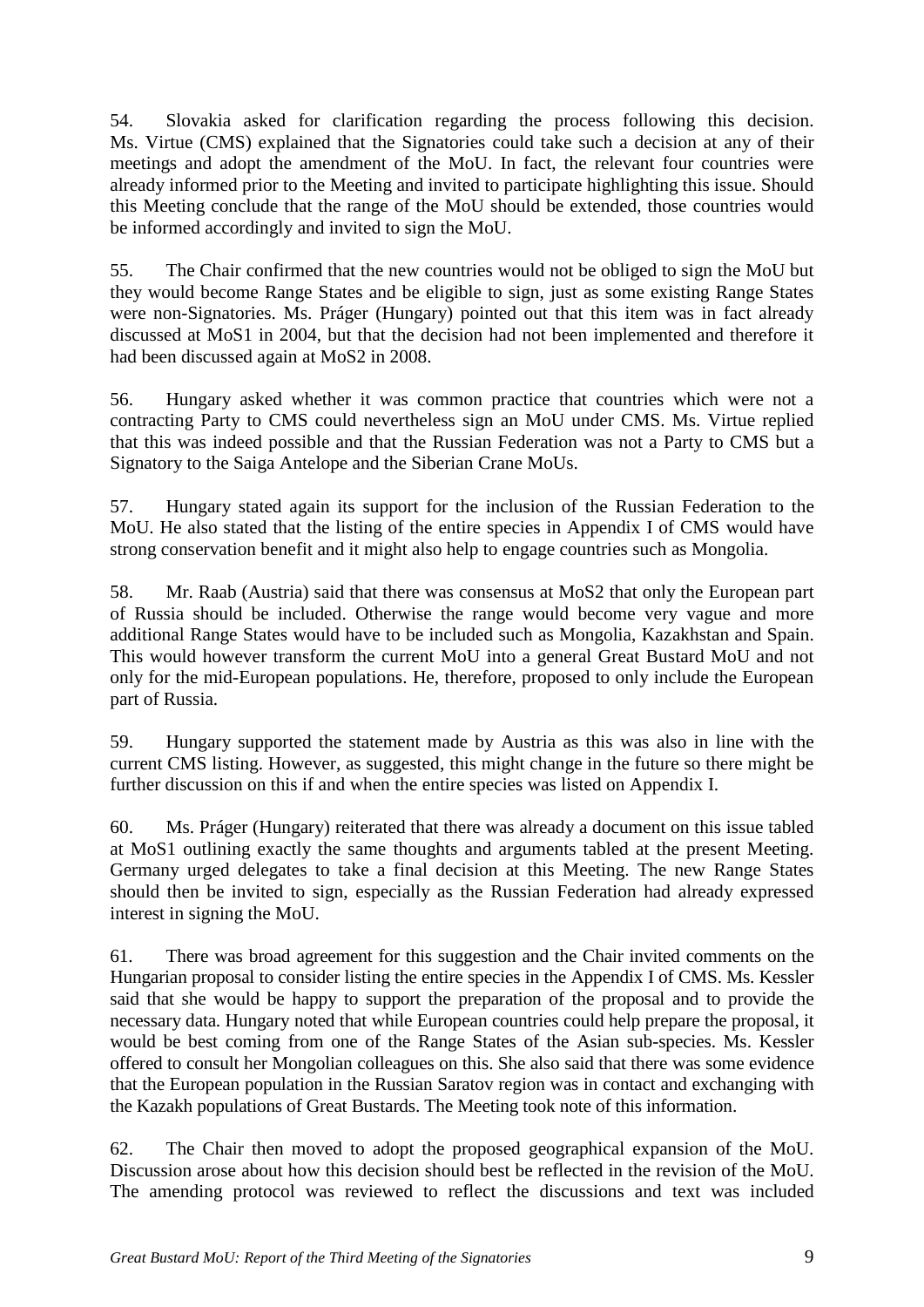54. Slovakia asked for clarification regarding the process following this decision. Ms. Virtue (CMS) explained that the Signatories could take such a decision at any of their meetings and adopt the amendment of the MoU. In fact, the relevant four countries were already informed prior to the Meeting and invited to participate highlighting this issue. Should this Meeting conclude that the range of the MoU should be extended, those countries would be informed accordingly and invited to sign the MoU.

55. The Chair confirmed that the new countries would not be obliged to sign the MoU but they would become Range States and be eligible to sign, just as some existing Range States were non-Signatories. Ms. Práger (Hungary) pointed out that this item was in fact already discussed at MoS1 in 2004, but that the decision had not been implemented and therefore it had been discussed again at MoS2 in 2008.

56. Hungary asked whether it was common practice that countries which were not a contracting Party to CMS could nevertheless sign an MoU under CMS. Ms. Virtue replied that this was indeed possible and that the Russian Federation was not a Party to CMS but a Signatory to the Saiga Antelope and the Siberian Crane MoUs.

57. Hungary stated again its support for the inclusion of the Russian Federation to the MoU. He also stated that the listing of the entire species in Appendix I of CMS would have strong conservation benefit and it might also help to engage countries such as Mongolia.

58. Mr. Raab (Austria) said that there was consensus at MoS2 that only the European part of Russia should be included. Otherwise the range would become very vague and more additional Range States would have to be included such as Mongolia, Kazakhstan and Spain. This would however transform the current MoU into a general Great Bustard MoU and not only for the mid-European populations. He, therefore, proposed to only include the European part of Russia.

59. Hungary supported the statement made by Austria as this was also in line with the current CMS listing. However, as suggested, this might change in the future so there might be further discussion on this if and when the entire species was listed on Appendix I.

60. Ms. Práger (Hungary) reiterated that there was already a document on this issue tabled at MoS1 outlining exactly the same thoughts and arguments tabled at the present Meeting. Germany urged delegates to take a final decision at this Meeting. The new Range States should then be invited to sign, especially as the Russian Federation had already expressed interest in signing the MoU.

61. There was broad agreement for this suggestion and the Chair invited comments on the Hungarian proposal to consider listing the entire species in the Appendix I of CMS. Ms. Kessler said that she would be happy to support the preparation of the proposal and to provide the necessary data. Hungary noted that while European countries could help prepare the proposal, it would be best coming from one of the Range States of the Asian sub-species. Ms. Kessler offered to consult her Mongolian colleagues on this. She also said that there was some evidence that the European population in the Russian Saratov region was in contact and exchanging with the Kazakh populations of Great Bustards. The Meeting took note of this information.

62. The Chair then moved to adopt the proposed geographical expansion of the MoU. Discussion arose about how this decision should best be reflected in the revision of the MoU. The amending protocol was reviewed to reflect the discussions and text was included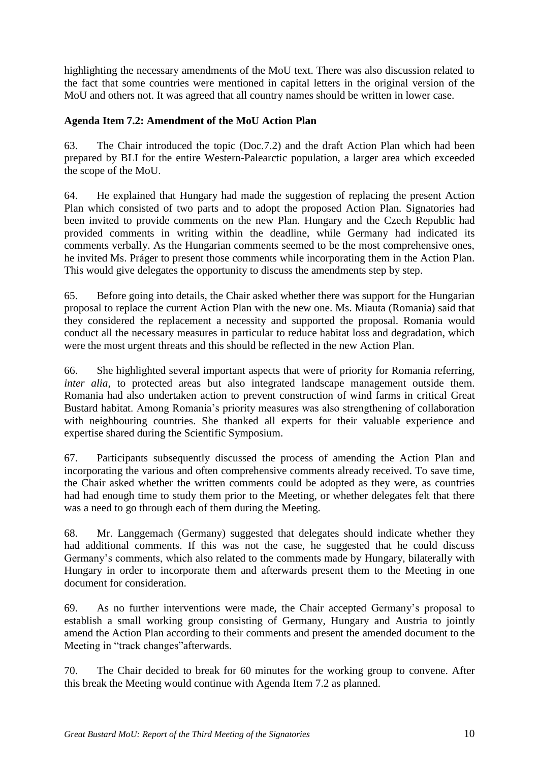highlighting the necessary amendments of the MoU text. There was also discussion related to the fact that some countries were mentioned in capital letters in the original version of the MoU and others not. It was agreed that all country names should be written in lower case.

**Agenda Item 7.2: Amendment of the MoU Action Plan**

63. The Chair introduced the topic (Doc.7.2) and the draft Action Plan which had been prepared by BLI for the entire Western-Palearctic population, a larger area which exceeded the scope of the MoU.

64. He explained that Hungary had made the suggestion of replacing the present Action Plan which consisted of two parts and to adopt the proposed Action Plan. Signatories had been invited to provide comments on the new Plan. Hungary and the Czech Republic had provided comments in writing within the deadline, while Germany had indicated its comments verbally. As the Hungarian comments seemed to be the most comprehensive ones, he invited Ms. Práger to present those comments while incorporating them in the Action Plan. This would give delegates the opportunity to discuss the amendments step by step.

65. Before going into details, the Chair asked whether there was support for the Hungarian proposal to replace the current Action Plan with the new one. Ms. Miauta (Romania) said that they considered the replacement a necessity and supported the proposal. Romania would conduct all the necessary measures in particular to reduce habitat loss and degradation, which were the most urgent threats and this should be reflected in the new Action Plan.

66. She highlighted several important aspects that were of priority for Romania referring, *inter alia,* to protected areas but also integrated landscape management outside them. Romania had also undertaken action to prevent construction of wind farms in critical Great Bustard habitat. Among Romania's priority measures was also strengthening of collaboration with neighbouring countries. She thanked all experts for their valuable experience and expertise shared during the Scientific Symposium.

67. Participants subsequently discussed the process of amending the Action Plan and incorporating the various and often comprehensive comments already received. To save time, the Chair asked whether the written comments could be adopted as they were, as countries had had enough time to study them prior to the Meeting, or whether delegates felt that there was a need to go through each of them during the Meeting.

68. Mr. Langgemach (Germany) suggested that delegates should indicate whether they had additional comments. If this was not the case, he suggested that he could discuss Germany's comments, which also related to the comments made by Hungary, bilaterally with Hungary in order to incorporate them and afterwards present them to the Meeting in one document for consideration.

69. As no further interventions were made, the Chair accepted Germany's proposal to establish a small working group consisting of Germany, Hungary and Austria to jointly amend the Action Plan according to their comments and present the amended document to the Meeting in "track changes"afterwards.

70. The Chair decided to break for 60 minutes for the working group to convene. After this break the Meeting would continue with Agenda Item 7.2 as planned.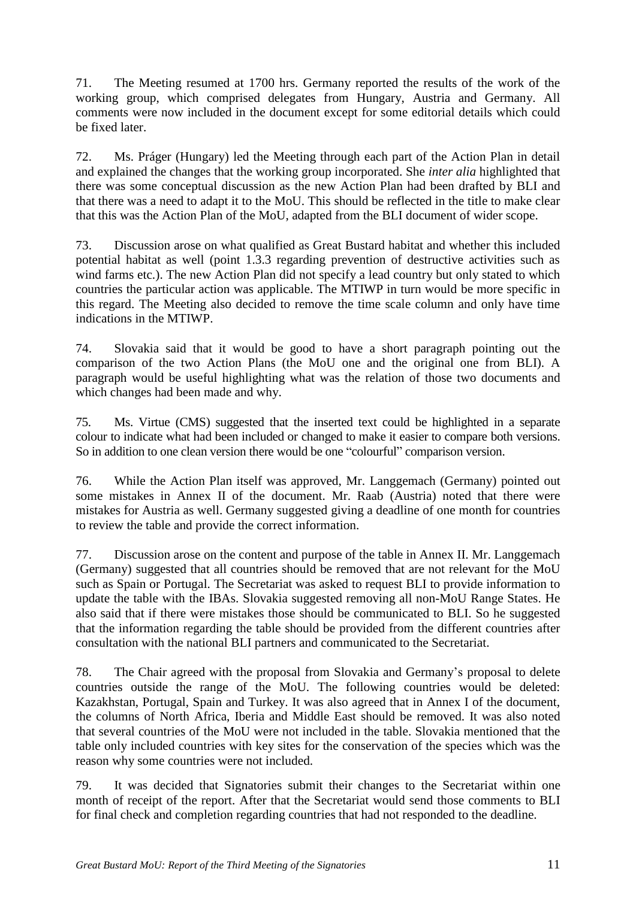71. The Meeting resumed at 1700 hrs. Germany reported the results of the work of the working group, which comprised delegates from Hungary, Austria and Germany. All comments were now included in the document except for some editorial details which could be fixed later.

72. Ms. Práger (Hungary) led the Meeting through each part of the Action Plan in detail and explained the changes that the working group incorporated. She *inter alia* highlighted that there was some conceptual discussion as the new Action Plan had been drafted by BLI and that there was a need to adapt it to the MoU. This should be reflected in the title to make clear that this was the Action Plan of the MoU, adapted from the BLI document of wider scope.

73. Discussion arose on what qualified as Great Bustard habitat and whether this included potential habitat as well (point 1.3.3 regarding prevention of destructive activities such as wind farms etc.). The new Action Plan did not specify a lead country but only stated to which countries the particular action was applicable. The MTIWP in turn would be more specific in this regard. The Meeting also decided to remove the time scale column and only have time indications in the MTIWP.

74. Slovakia said that it would be good to have a short paragraph pointing out the comparison of the two Action Plans (the MoU one and the original one from BLI). A paragraph would be useful highlighting what was the relation of those two documents and which changes had been made and why.

75. Ms. Virtue (CMS) suggested that the inserted text could be highlighted in a separate colour to indicate what had been included or changed to make it easier to compare both versions. So in addition to one clean version there would be one "colourful" comparison version.

76. While the Action Plan itself was approved, Mr. Langgemach (Germany) pointed out some mistakes in Annex II of the document. Mr. Raab (Austria) noted that there were mistakes for Austria as well. Germany suggested giving a deadline of one month for countries to review the table and provide the correct information.

77. Discussion arose on the content and purpose of the table in Annex II. Mr. Langgemach (Germany) suggested that all countries should be removed that are not relevant for the MoU such as Spain or Portugal. The Secretariat was asked to request BLI to provide information to update the table with the IBAs. Slovakia suggested removing all non-MoU Range States. He also said that if there were mistakes those should be communicated to BLI. So he suggested that the information regarding the table should be provided from the different countries after consultation with the national BLI partners and communicated to the Secretariat.

78. The Chair agreed with the proposal from Slovakia and Germany's proposal to delete countries outside the range of the MoU. The following countries would be deleted: Kazakhstan, Portugal, Spain and Turkey. It was also agreed that in Annex I of the document, the columns of North Africa, Iberia and Middle East should be removed. It was also noted that several countries of the MoU were not included in the table. Slovakia mentioned that the table only included countries with key sites for the conservation of the species which was the reason why some countries were not included.

79. It was decided that Signatories submit their changes to the Secretariat within one month of receipt of the report. After that the Secretariat would send those comments to BLI for final check and completion regarding countries that had not responded to the deadline.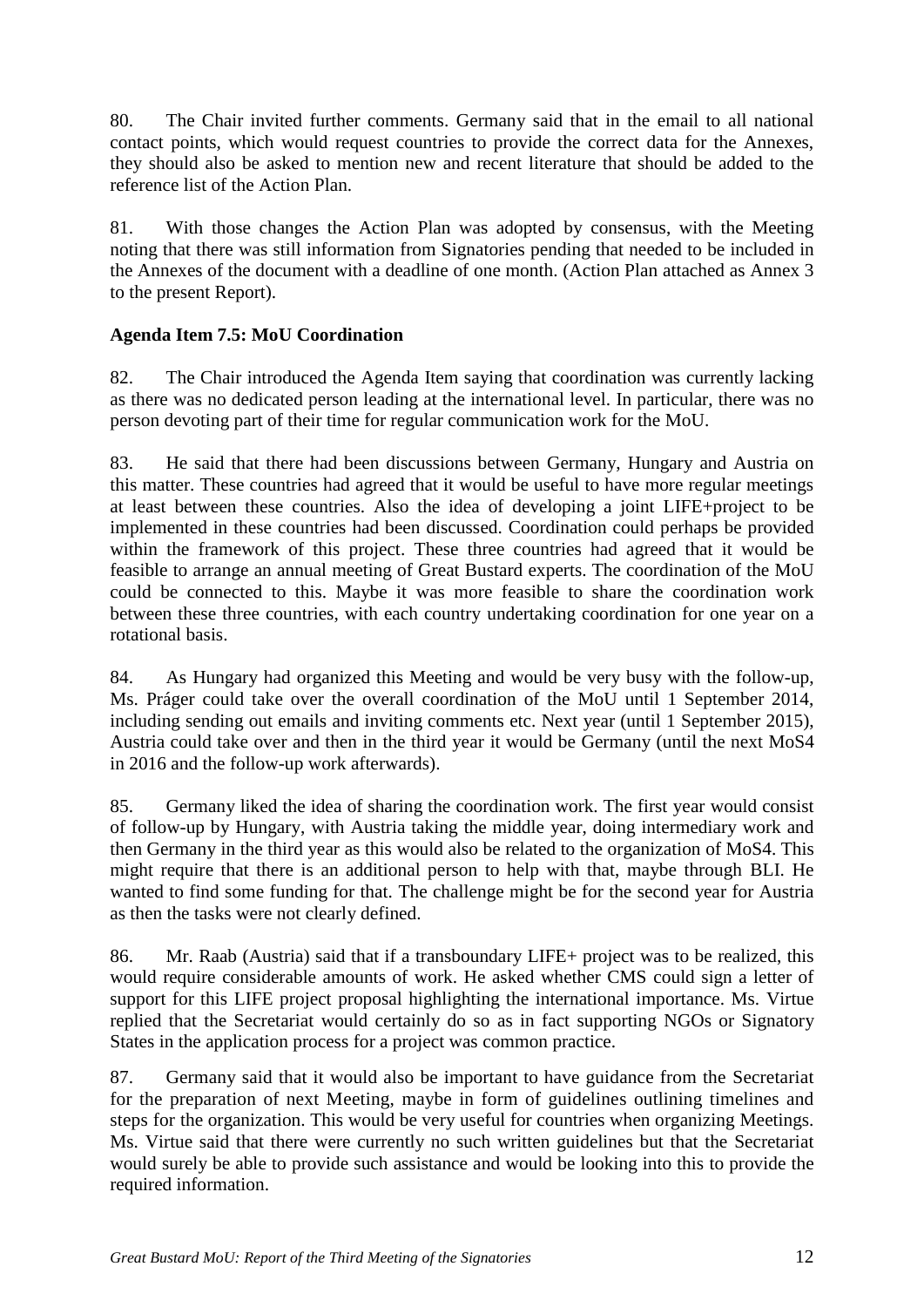80. The Chair invited further comments. Germany said that in the email to all national contact points, which would request countries to provide the correct data for the Annexes, they should also be asked to mention new and recent literature that should be added to the reference list of the Action Plan.

81. With those changes the Action Plan was adopted by consensus, with the Meeting noting that there was still information from Signatories pending that needed to be included in the Annexes of the document with a deadline of one month. (Action Plan attached as Annex 3 to the present Report).

**Agenda Item 7.5: MoU Coordination**

82. The Chair introduced the Agenda Item saying that coordination was currently lacking as there was no dedicated person leading at the international level. In particular, there was no person devoting part of their time for regular communication work for the MoU.

83. He said that there had been discussions between Germany, Hungary and Austria on this matter. These countries had agreed that it would be useful to have more regular meetings at least between these countries. Also the idea of developing a joint LIFE+project to be implemented in these countries had been discussed. Coordination could perhaps be provided within the framework of this project. These three countries had agreed that it would be feasible to arrange an annual meeting of Great Bustard experts. The coordination of the MoU could be connected to this. Maybe it was more feasible to share the coordination work between these three countries, with each country undertaking coordination for one year on a rotational basis.

84. As Hungary had organized this Meeting and would be very busy with the follow-up, Ms. Práger could take over the overall coordination of the MoU until 1 September 2014, including sending out emails and inviting comments etc. Next year (until 1 September 2015), Austria could take over and then in the third year it would be Germany (until the next MoS4 in 2016 and the follow-up work afterwards).

85. Germany liked the idea of sharing the coordination work. The first year would consist of follow-up by Hungary, with Austria taking the middle year, doing intermediary work and then Germany in the third year as this would also be related to the organization of MoS4. This might require that there is an additional person to help with that, maybe through BLI. He wanted to find some funding for that. The challenge might be for the second year for Austria as then the tasks were not clearly defined.

86. Mr. Raab (Austria) said that if a transboundary LIFE+ project was to be realized, this would require considerable amounts of work. He asked whether CMS could sign a letter of support for this LIFE project proposal highlighting the international importance. Ms. Virtue replied that the Secretariat would certainly do so as in fact supporting NGOs or Signatory States in the application process for a project was common practice.

87. Germany said that it would also be important to have guidance from the Secretariat for the preparation of next Meeting, maybe in form of guidelines outlining timelines and steps for the organization. This would be very useful for countries when organizing Meetings. Ms. Virtue said that there were currently no such written guidelines but that the Secretariat would surely be able to provide such assistance and would be looking into this to provide the required information.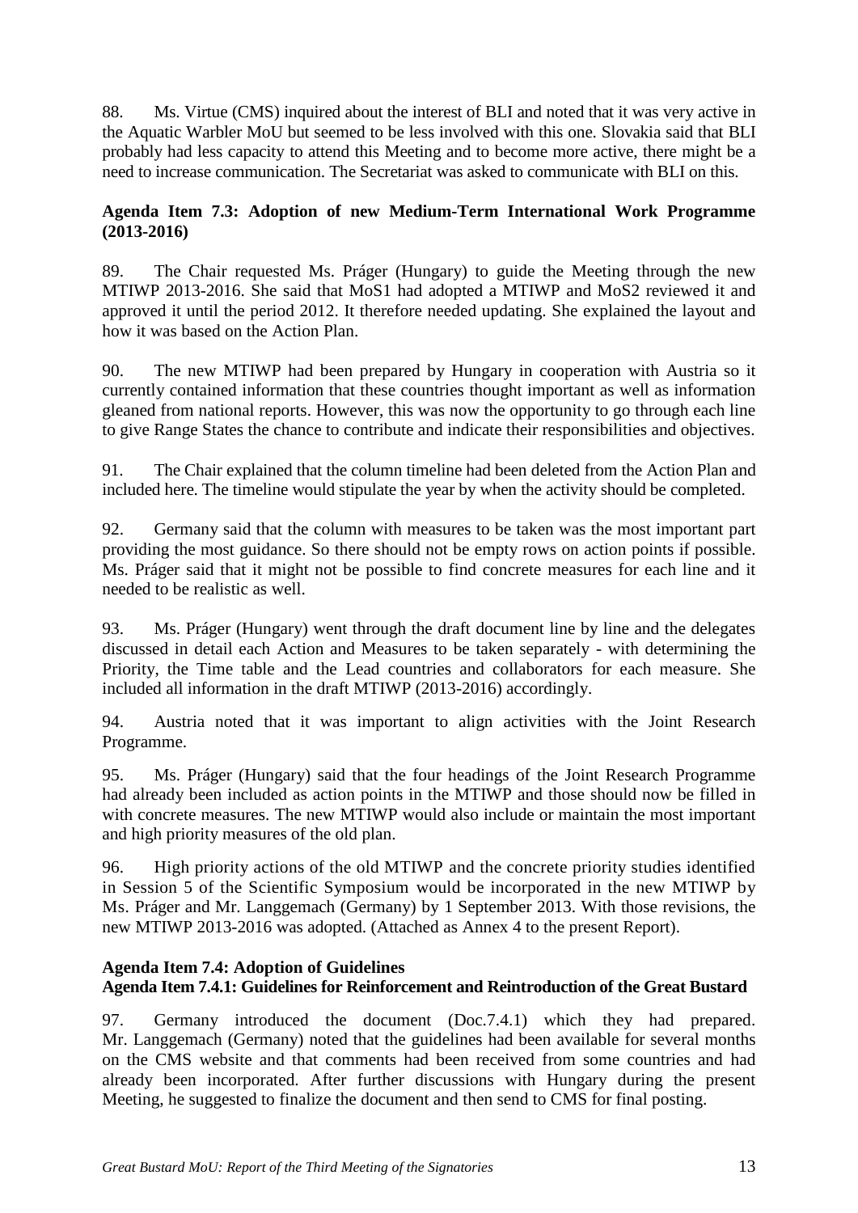88. Ms. Virtue (CMS) inquired about the interest of BLI and noted that it was very active in the Aquatic Warbler MoU but seemed to be less involved with this one. Slovakia said that BLI probably had less capacity to attend this Meeting and to become more active, there might be a need to increase communication. The Secretariat was asked to communicate with BLI on this.

**Agenda Item 7.3: Adoption of new Medium-Term International Work Programme (2013-2016)**

89. The Chair requested Ms. Práger (Hungary) to guide the Meeting through the new MTIWP 2013-2016. She said that MoS1 had adopted a MTIWP and MoS2 reviewed it and approved it until the period 2012. It therefore needed updating. She explained the layout and how it was based on the Action Plan.

90. The new MTIWP had been prepared by Hungary in cooperation with Austria so it currently contained information that these countries thought important as well as information gleaned from national reports. However, this was now the opportunity to go through each line to give Range States the chance to contribute and indicate their responsibilities and objectives.

91. The Chair explained that the column timeline had been deleted from the Action Plan and included here. The timeline would stipulate the year by when the activity should be completed.

92. Germany said that the column with measures to be taken was the most important part providing the most guidance. So there should not be empty rows on action points if possible. Ms. Práger said that it might not be possible to find concrete measures for each line and it needed to be realistic as well.

93. Ms. Práger (Hungary) went through the draft document line by line and the delegates discussed in detail each Action and Measures to be taken separately - with determining the Priority, the Time table and the Lead countries and collaborators for each measure. She included all information in the draft MTIWP (2013-2016) accordingly.

94. Austria noted that it was important to align activities with the Joint Research Programme.

95. Ms. Práger (Hungary) said that the four headings of the Joint Research Programme had already been included as action points in the MTIWP and those should now be filled in with concrete measures. The new MTIWP would also include or maintain the most important and high priority measures of the old plan.

96. High priority actions of the old MTIWP and the concrete priority studies identified in Session 5 of the Scientific Symposium would be incorporated in the new MTIWP by Ms. Práger and Mr. Langgemach (Germany) by 1 September 2013. With those revisions, the new MTIWP 2013-2016 was adopted. (Attached as Annex 4 to the present Report).

**Agenda Item 7.4: Adoption of Guidelines**
**Agenda Item 7.4.1: Guidelines for Reinforcement and Reintroduction of the Great Bustard**

97. Germany introduced the document (Doc.7.4.1) which they had prepared. Mr. Langgemach (Germany) noted that the guidelines had been available for several months on the CMS website and that comments had been received from some countries and had already been incorporated. After further discussions with Hungary during the present Meeting, he suggested to finalize the document and then send to CMS for final posting.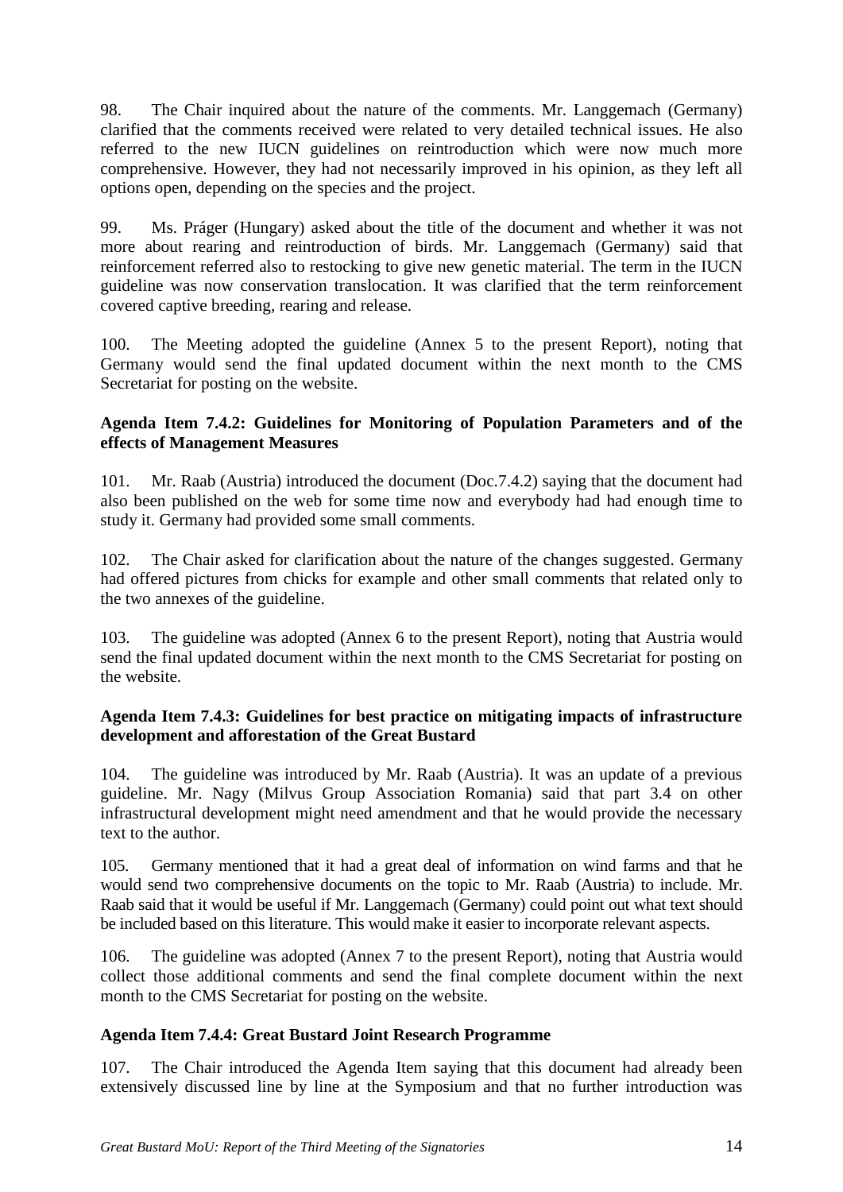98. The Chair inquired about the nature of the comments. Mr. Langgemach (Germany) clarified that the comments received were related to very detailed technical issues. He also referred to the new IUCN guidelines on reintroduction which were now much more comprehensive. However, they had not necessarily improved in his opinion, as they left all options open, depending on the species and the project.

99. Ms. Práger (Hungary) asked about the title of the document and whether it was not more about rearing and reintroduction of birds. Mr. Langgemach (Germany) said that reinforcement referred also to restocking to give new genetic material. The term in the IUCN guideline was now conservation translocation. It was clarified that the term reinforcement covered captive breeding, rearing and release.

100. The Meeting adopted the guideline (Annex 5 to the present Report), noting that Germany would send the final updated document within the next month to the CMS Secretariat for posting on the website.

**Agenda Item 7.4.2: Guidelines for Monitoring of Population Parameters and of the effects of Management Measures**

101. Mr. Raab (Austria) introduced the document (Doc.7.4.2) saying that the document had also been published on the web for some time now and everybody had had enough time to study it. Germany had provided some small comments.

102. The Chair asked for clarification about the nature of the changes suggested. Germany had offered pictures from chicks for example and other small comments that related only to the two annexes of the guideline.

103. The guideline was adopted (Annex 6 to the present Report), noting that Austria would send the final updated document within the next month to the CMS Secretariat for posting on the website.

**Agenda Item 7.4.3: Guidelines for best practice on mitigating impacts of infrastructure development and afforestation of the Great Bustard**

104. The guideline was introduced by Mr. Raab (Austria). It was an update of a previous guideline. Mr. Nagy (Milvus Group Association Romania) said that part 3.4 on other infrastructural development might need amendment and that he would provide the necessary text to the author.

105. Germany mentioned that it had a great deal of information on wind farms and that he would send two comprehensive documents on the topic to Mr. Raab (Austria) to include. Mr. Raab said that it would be useful if Mr. Langgemach (Germany) could point out what text should be included based on this literature. This would make it easier to incorporate relevant aspects.

106. The guideline was adopted (Annex 7 to the present Report), noting that Austria would collect those additional comments and send the final complete document within the next month to the CMS Secretariat for posting on the website.

**Agenda Item 7.4.4: Great Bustard Joint Research Programme**

107. The Chair introduced the Agenda Item saying that this document had already been extensively discussed line by line at the Symposium and that no further introduction was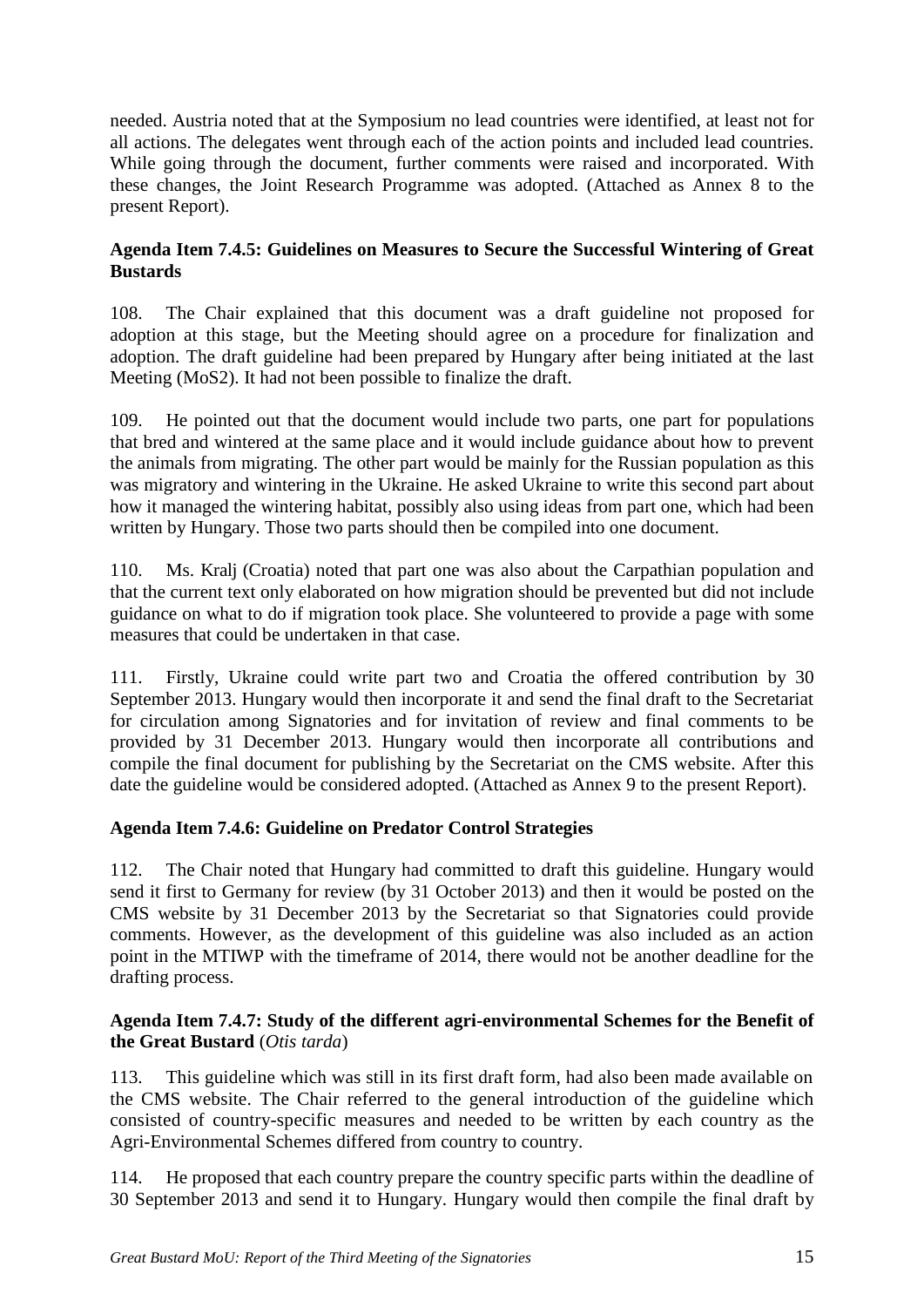needed. Austria noted that at the Symposium no lead countries were identified, at least not for all actions. The delegates went through each of the action points and included lead countries. While going through the document, further comments were raised and incorporated. With these changes, the Joint Research Programme was adopted. (Attached as Annex 8 to the present Report).

**Agenda Item 7.4.5: Guidelines on Measures to Secure the Successful Wintering of Great Bustards**

108. The Chair explained that this document was a draft guideline not proposed for adoption at this stage, but the Meeting should agree on a procedure for finalization and adoption. The draft guideline had been prepared by Hungary after being initiated at the last Meeting (MoS2). It had not been possible to finalize the draft.

109. He pointed out that the document would include two parts, one part for populations that bred and wintered at the same place and it would include guidance about how to prevent the animals from migrating. The other part would be mainly for the Russian population as this was migratory and wintering in the Ukraine. He asked Ukraine to write this second part about how it managed the wintering habitat, possibly also using ideas from part one, which had been written by Hungary. Those two parts should then be compiled into one document.

110. Ms. Kralj (Croatia) noted that part one was also about the Carpathian population and that the current text only elaborated on how migration should be prevented but did not include guidance on what to do if migration took place. She volunteered to provide a page with some measures that could be undertaken in that case.

111. Firstly, Ukraine could write part two and Croatia the offered contribution by 30 September 2013. Hungary would then incorporate it and send the final draft to the Secretariat for circulation among Signatories and for invitation of review and final comments to be provided by 31 December 2013. Hungary would then incorporate all contributions and compile the final document for publishing by the Secretariat on the CMS website. After this date the guideline would be considered adopted. (Attached as Annex 9 to the present Report).

**Agenda Item 7.4.6: Guideline on Predator Control Strategies**

112. The Chair noted that Hungary had committed to draft this guideline. Hungary would send it first to Germany for review (by 31 October 2013) and then it would be posted on the CMS website by 31 December 2013 by the Secretariat so that Signatories could provide comments. However, as the development of this guideline was also included as an action point in the MTIWP with the timeframe of 2014, there would not be another deadline for the drafting process.

**Agenda Item 7.4.7: Study of the different agri-environmental Schemes for the Benefit of the Great Bustard (*Otis tarda*)**

113. This guideline which was still in its first draft form, had also been made available on the CMS website. The Chair referred to the general introduction of the guideline which consisted of country-specific measures and needed to be written by each country as the Agri-Environmental Schemes differed from country to country.

114. He proposed that each country prepare the country specific parts within the deadline of 30 September 2013 and send it to Hungary. Hungary would then compile the final draft by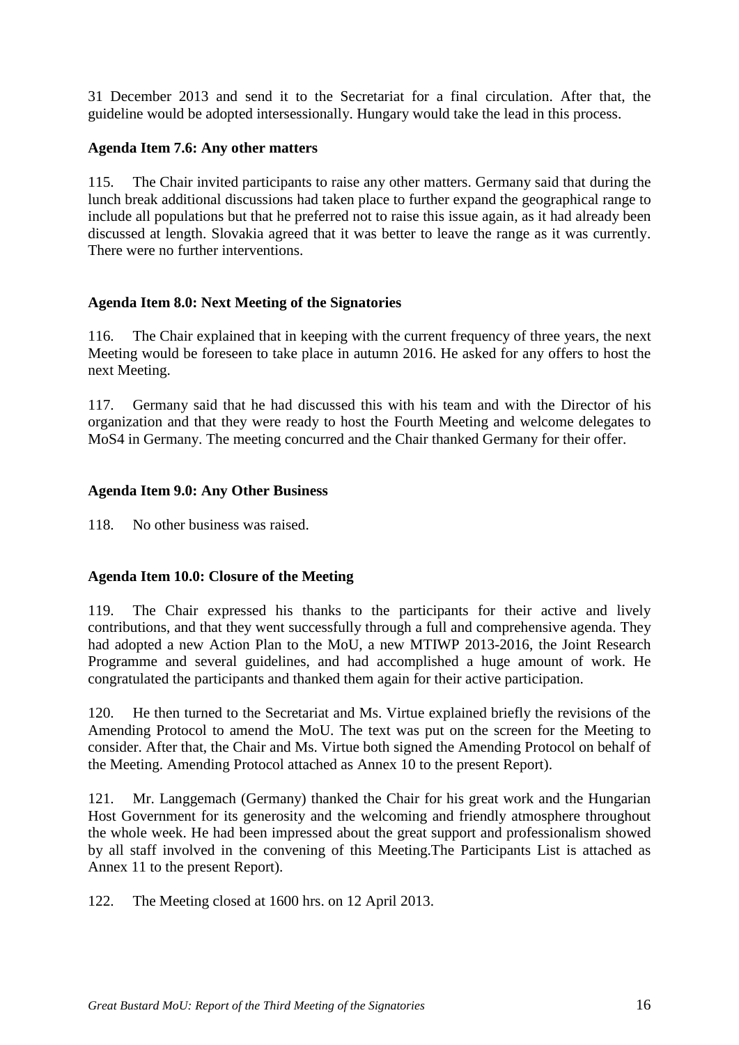31 December 2013 and send it to the Secretariat for a final circulation. After that, the guideline would be adopted intersessionally. Hungary would take the lead in this process.

**Agenda Item 7.6: Any other matters**

115. The Chair invited participants to raise any other matters. Germany said that during the lunch break additional discussions had taken place to further expand the geographical range to include all populations but that he preferred not to raise this issue again, as it had already been discussed at length. Slovakia agreed that it was better to leave the range as it was currently. There were no further interventions.

**Agenda Item 8.0: Next Meeting of the Signatories**

116. The Chair explained that in keeping with the current frequency of three years, the next Meeting would be foreseen to take place in autumn 2016. He asked for any offers to host the next Meeting.

117. Germany said that he had discussed this with his team and with the Director of his organization and that they were ready to host the Fourth Meeting and welcome delegates to MoS4 in Germany. The meeting concurred and the Chair thanked Germany for their offer.

**Agenda Item 9.0: Any Other Business**

118. No other business was raised.

**Agenda Item 10.0: Closure of the Meeting**

119. The Chair expressed his thanks to the participants for their active and lively contributions, and that they went successfully through a full and comprehensive agenda. They had adopted a new Action Plan to the MoU, a new MTIWP 2013-2016, the Joint Research Programme and several guidelines, and had accomplished a huge amount of work. He congratulated the participants and thanked them again for their active participation.

120. He then turned to the Secretariat and Ms. Virtue explained briefly the revisions of the Amending Protocol to amend the MoU. The text was put on the screen for the Meeting to consider. After that, the Chair and Ms. Virtue both signed the Amending Protocol on behalf of the Meeting. Amending Protocol attached as Annex 10 to the present Report).

121. Mr. Langgemach (Germany) thanked the Chair for his great work and the Hungarian Host Government for its generosity and the welcoming and friendly atmosphere throughout the whole week. He had been impressed about the great support and professionalism showed by all staff involved in the convening of this Meeting.The Participants List is attached as Annex 11 to the present Report).

122. The Meeting closed at 1600 hrs. on 12 April 2013.